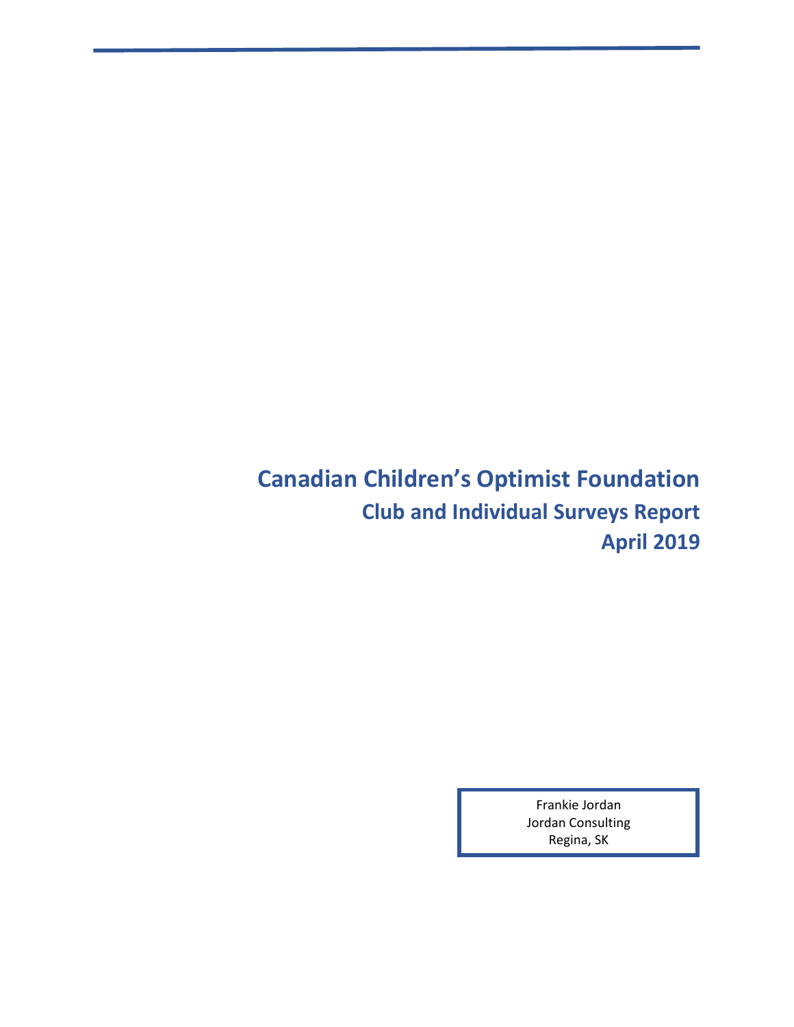# Canadian Children's Optimist Foundation

## Club and Individual Surveys Report

## April 2019

Frankie Jordan
Jordan Consulting
Regina, SK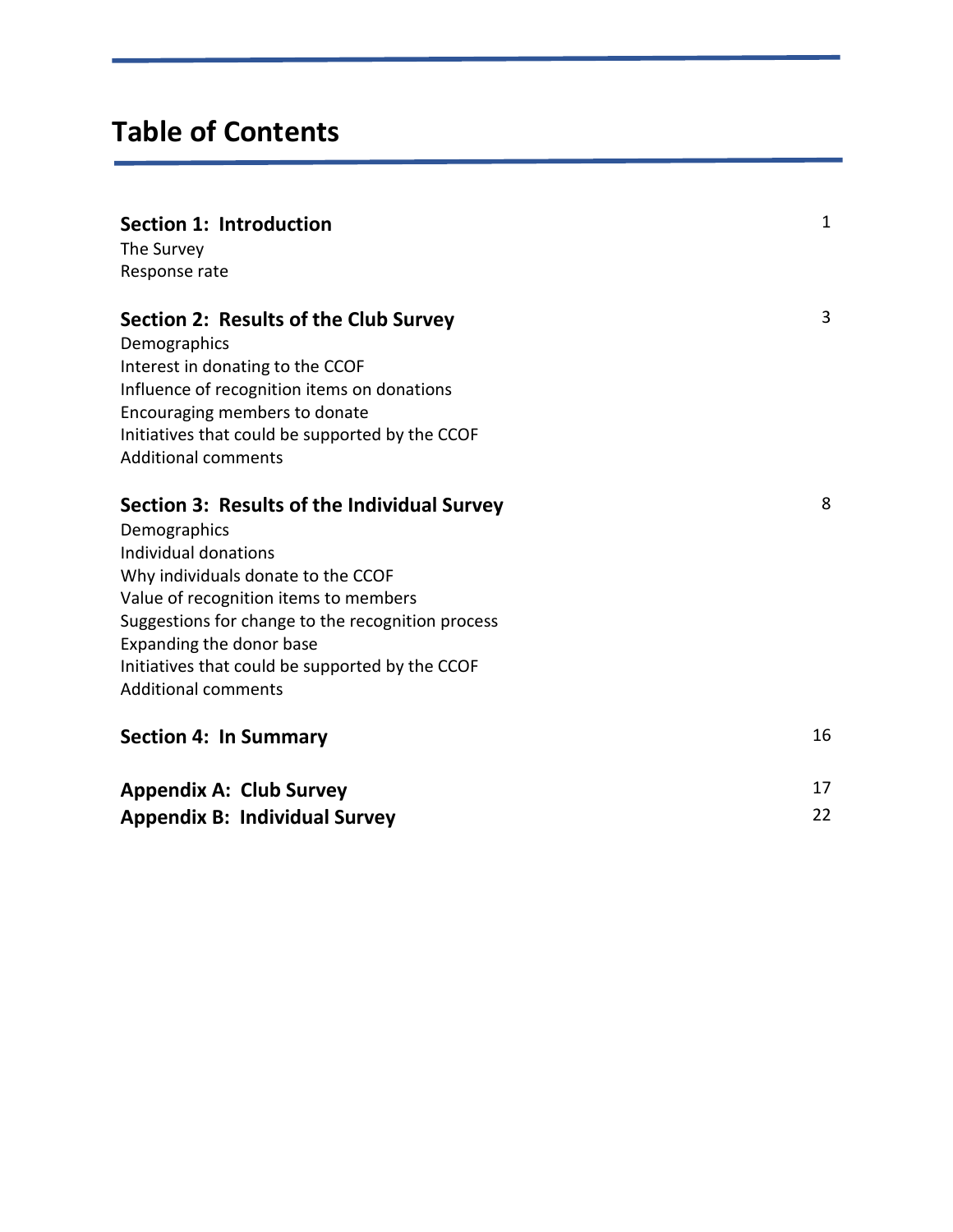# Table of Contents

| | |
|---|---|
| **Section 1: Introduction** | 1 |
| The Survey | |
| Response rate | |
| **Section 2: Results of the Club Survey** | 3 |
| Demographics | |
| Interest in donating to the CCOF | |
| Influence of recognition items on donations | |
| Encouraging members to donate | |
| Initiatives that could be supported by the CCOF | |
| Additional comments | |
| **Section 3: Results of the Individual Survey** | 8 |
| Demographics | |
| Individual donations | |
| Why individuals donate to the CCOF | |
| Value of recognition items to members | |
| Suggestions for change to the recognition process | |
| Expanding the donor base | |
| Initiatives that could be supported by the CCOF | |
| Additional comments | |
| **Section 4: In Summary** | 16 |
| **Appendix A: Club Survey** | 17 |
| **Appendix B: Individual Survey** | 22 |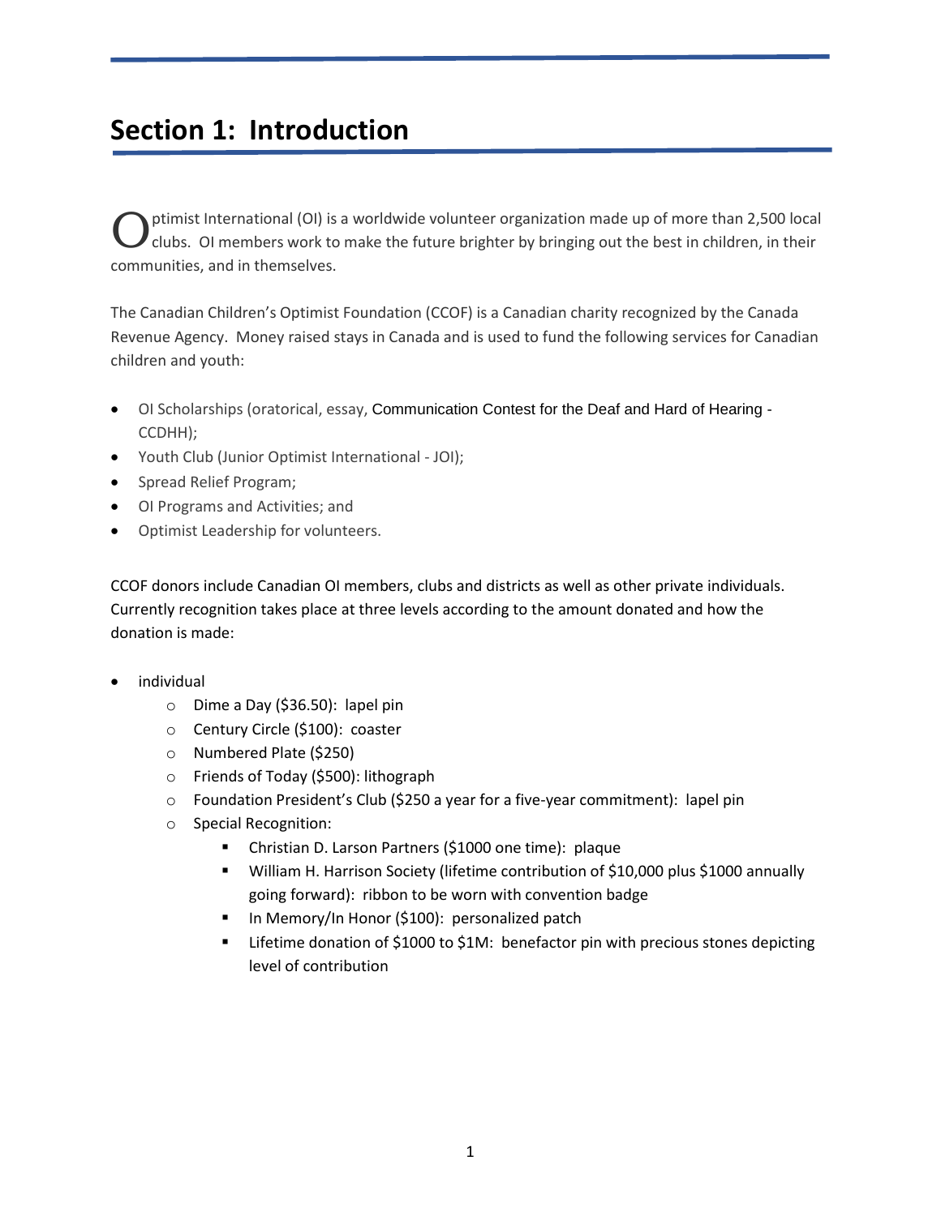# Section 1: Introduction

Optimist International (OI) is a worldwide volunteer organization made up of more than 2,500 local clubs. OI members work to make the future brighter by bringing out the best in children, in their communities, and in themselves.

The Canadian Children's Optimist Foundation (CCOF) is a Canadian charity recognized by the Canada Revenue Agency. Money raised stays in Canada and is used to fund the following services for Canadian children and youth:

- OI Scholarships (oratorical, essay, Communication Contest for the Deaf and Hard of Hearing - CCDHH);
- Youth Club (Junior Optimist International - JOI);
- Spread Relief Program;
- OI Programs and Activities; and
- Optimist Leadership for volunteers.

CCOF donors include Canadian OI members, clubs and districts as well as other private individuals. Currently recognition takes place at three levels according to the amount donated and how the donation is made:

- individual
  - Dime a Day ($36.50): lapel pin
  - Century Circle ($100): coaster
  - Numbered Plate ($250)
  - Friends of Today ($500): lithograph
  - Foundation President's Club ($250 a year for a five-year commitment): lapel pin
  - Special Recognition:
    - Christian D. Larson Partners ($1000 one time): plaque
    - William H. Harrison Society (lifetime contribution of $10,000 plus $1000 annually going forward): ribbon to be worn with convention badge
    - In Memory/In Honor ($100): personalized patch
    - Lifetime donation of $1000 to $1M: benefactor pin with precious stones depicting level of contribution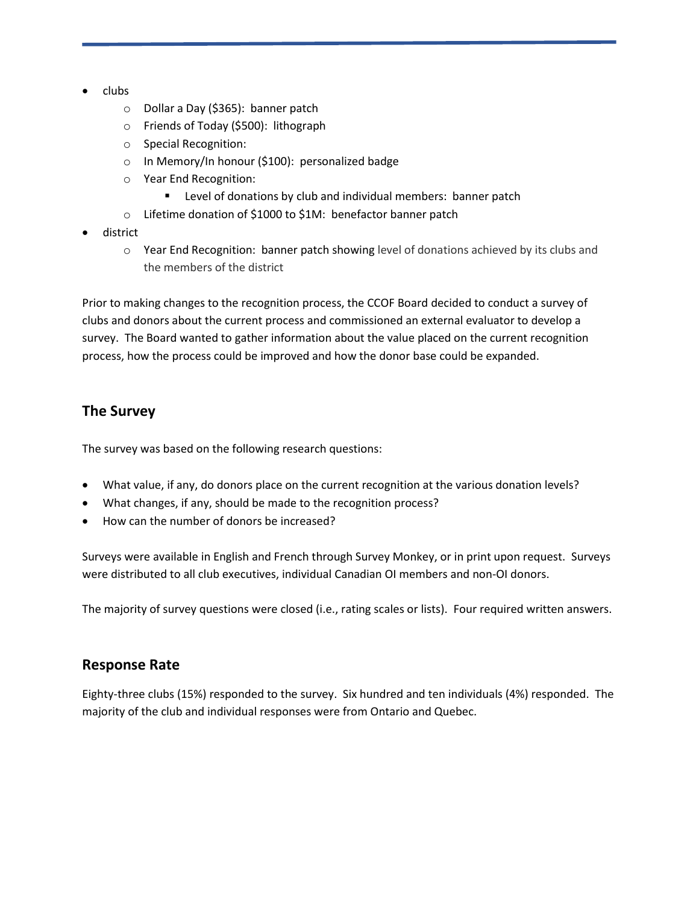- clubs
  - Dollar a Day ($365): banner patch
  - Friends of Today ($500): lithograph
  - Special Recognition:
  - In Memory/In honour ($100): personalized badge
  - Year End Recognition:
    - Level of donations by club and individual members: banner patch
  - Lifetime donation of $1000 to $1M: benefactor banner patch
- district
  - Year End Recognition: banner patch showing level of donations achieved by its clubs and the members of the district

Prior to making changes to the recognition process, the CCOF Board decided to conduct a survey of clubs and donors about the current process and commissioned an external evaluator to develop a survey. The Board wanted to gather information about the value placed on the current recognition process, how the process could be improved and how the donor base could be expanded.

## The Survey

The survey was based on the following research questions:

- What value, if any, do donors place on the current recognition at the various donation levels?
- What changes, if any, should be made to the recognition process?
- How can the number of donors be increased?

Surveys were available in English and French through Survey Monkey, or in print upon request. Surveys were distributed to all club executives, individual Canadian OI members and non-OI donors.

The majority of survey questions were closed (i.e., rating scales or lists). Four required written answers.

## Response Rate

Eighty-three clubs (15%) responded to the survey. Six hundred and ten individuals (4%) responded. The majority of the club and individual responses were from Ontario and Quebec.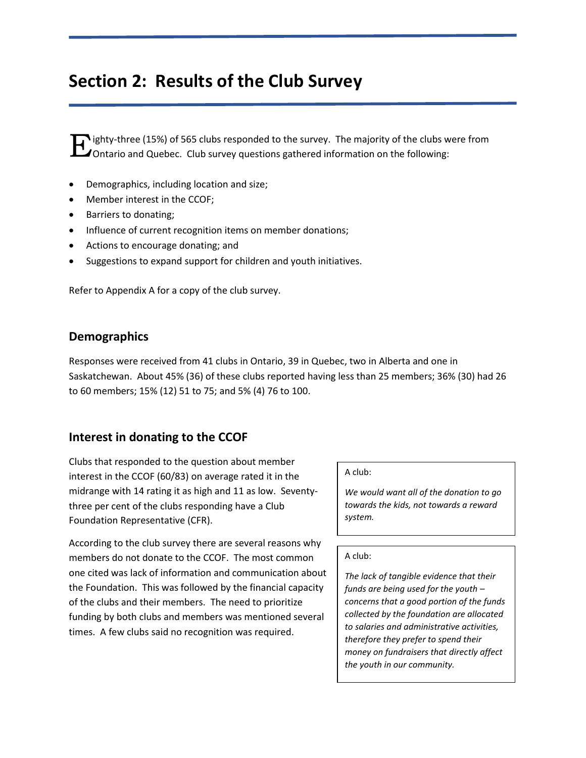# Section 2: Results of the Club Survey

Eighty-three (15%) of 565 clubs responded to the survey. The majority of the clubs were from Ontario and Quebec. Club survey questions gathered information on the following:

- Demographics, including location and size;
- Member interest in the CCOF;
- Barriers to donating;
- Influence of current recognition items on member donations;
- Actions to encourage donating; and
- Suggestions to expand support for children and youth initiatives.

Refer to Appendix A for a copy of the club survey.

## Demographics

Responses were received from 41 clubs in Ontario, 39 in Quebec, two in Alberta and one in Saskatchewan. About 45% (36) of these clubs reported having less than 25 members; 36% (30) had 26 to 60 members; 15% (12) 51 to 75; and 5% (4) 76 to 100.

## Interest in donating to the CCOF

Clubs that responded to the question about member interest in the CCOF (60/83) on average rated it in the midrange with 14 rating it as high and 11 as low. Seventy-three per cent of the clubs responding have a Club Foundation Representative (CFR).

According to the club survey there are several reasons why members do not donate to the CCOF. The most common one cited was lack of information and communication about the Foundation. This was followed by the financial capacity of the clubs and their members. The need to prioritize funding by both clubs and members was mentioned several times. A few clubs said no recognition was required.

> A club:
>
> *We would want all of the donation to go towards the kids, not towards a reward system.*

> A club:
>
> *The lack of tangible evidence that their funds are being used for the youth – concerns that a good portion of the funds collected by the foundation are allocated to salaries and administrative activities, therefore they prefer to spend their money on fundraisers that directly affect the youth in our community.*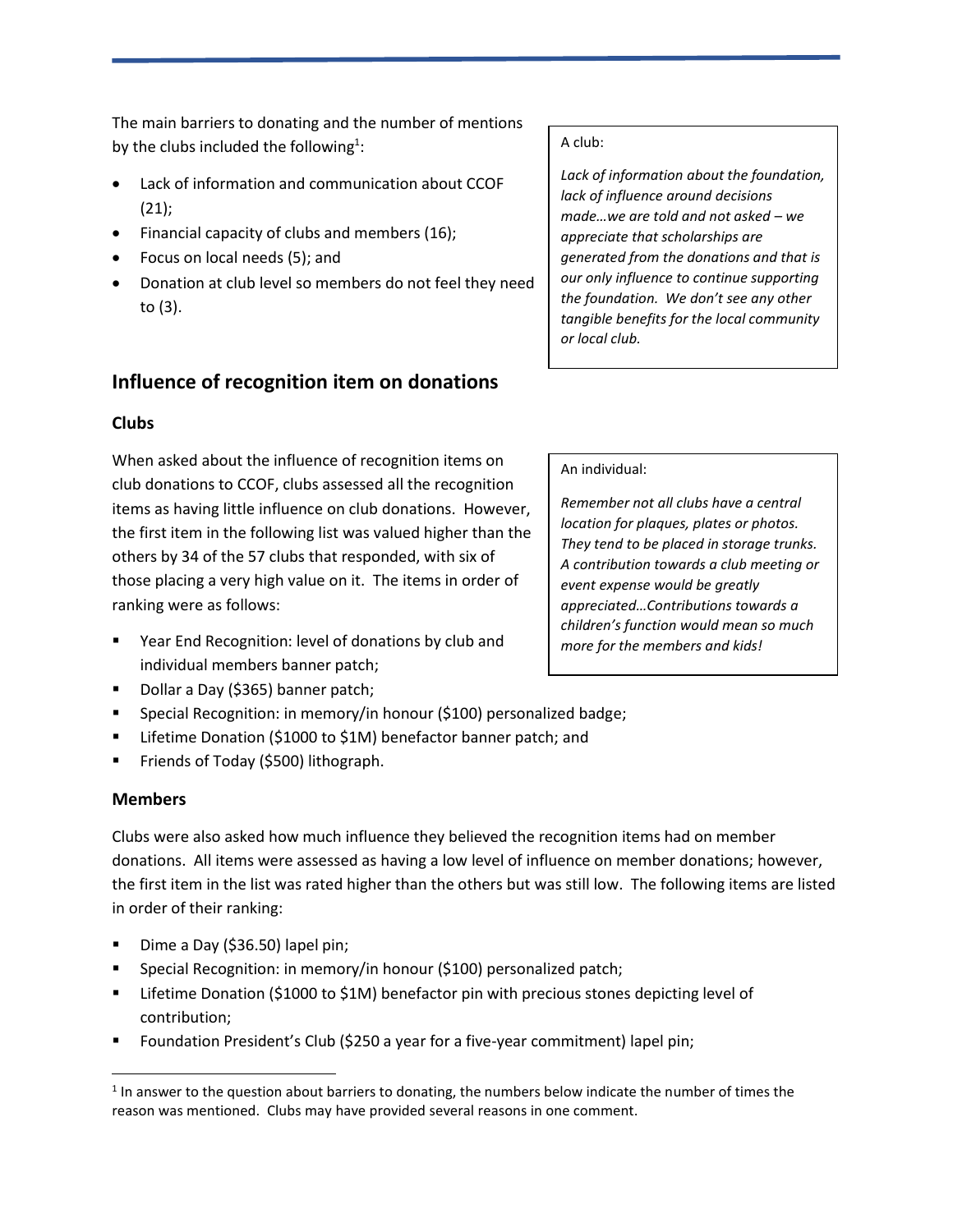The main barriers to donating and the number of mentions by the clubs included the following[1]:

- Lack of information and communication about CCOF (21);
- Financial capacity of clubs and members (16);
- Focus on local needs (5); and
- Donation at club level so members do not feel they need to (3).

> A club:
>
> *Lack of information about the foundation, lack of influence around decisions made…we are told and not asked – we appreciate that scholarships are generated from the donations and that is our only influence to continue supporting the foundation. We don't see any other tangible benefits for the local community or local club.*

## Influence of recognition item on donations

### Clubs

When asked about the influence of recognition items on club donations to CCOF, clubs assessed all the recognition items as having little influence on club donations. However, the first item in the following list was valued higher than the others by 34 of the 57 clubs that responded, with six of those placing a very high value on it. The items in order of ranking were as follows:

- Year End Recognition: level of donations by club and individual members banner patch;
- Dollar a Day ($365) banner patch;
- Special Recognition: in memory/in honour ($100) personalized badge;
- Lifetime Donation ($1000 to $1M) benefactor banner patch; and
- Friends of Today ($500) lithograph.

> An individual:
>
> *Remember not all clubs have a central location for plaques, plates or photos. They tend to be placed in storage trunks. A contribution towards a club meeting or event expense would be greatly appreciated…Contributions towards a children's function would mean so much more for the members and kids!*

### Members

Clubs were also asked how much influence they believed the recognition items had on member donations. All items were assessed as having a low level of influence on member donations; however, the first item in the list was rated higher than the others but was still low. The following items are listed in order of their ranking:

- Dime a Day ($36.50) lapel pin;
- Special Recognition: in memory/in honour ($100) personalized patch;
- Lifetime Donation ($1000 to $1M) benefactor pin with precious stones depicting level of contribution;
- Foundation President's Club ($250 a year for a five-year commitment) lapel pin;

[1] In answer to the question about barriers to donating, the numbers below indicate the number of times the reason was mentioned. Clubs may have provided several reasons in one comment.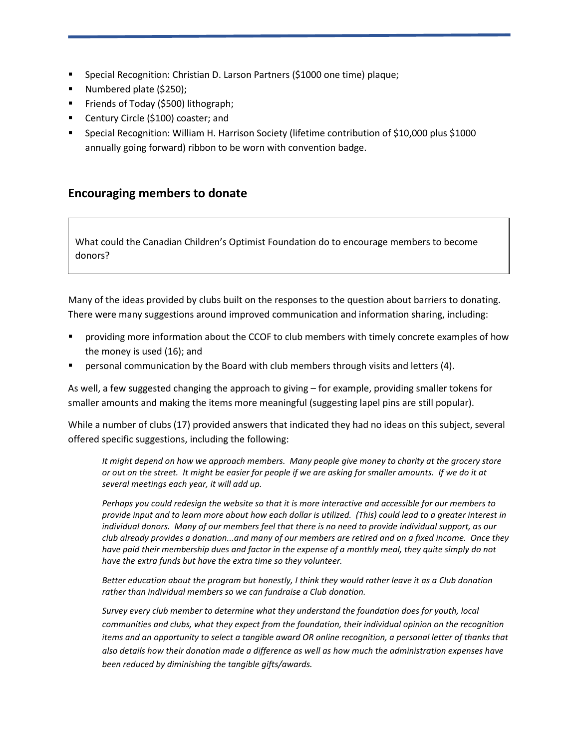- Special Recognition: Christian D. Larson Partners ($1000 one time) plaque;
- Numbered plate ($250);
- Friends of Today ($500) lithograph;
- Century Circle ($100) coaster; and
- Special Recognition: William H. Harrison Society (lifetime contribution of $10,000 plus $1000 annually going forward) ribbon to be worn with convention badge.

## Encouraging members to donate

> What could the Canadian Children's Optimist Foundation do to encourage members to become donors?

Many of the ideas provided by clubs built on the responses to the question about barriers to donating. There were many suggestions around improved communication and information sharing, including:

- providing more information about the CCOF to club members with timely concrete examples of how the money is used (16); and
- personal communication by the Board with club members through visits and letters (4).

As well, a few suggested changing the approach to giving – for example, providing smaller tokens for smaller amounts and making the items more meaningful (suggesting lapel pins are still popular).

While a number of clubs (17) provided answers that indicated they had no ideas on this subject, several offered specific suggestions, including the following:

> *It might depend on how we approach members. Many people give money to charity at the grocery store or out on the street. It might be easier for people if we are asking for smaller amounts. If we do it at several meetings each year, it will add up.*
>
> *Perhaps you could redesign the website so that it is more interactive and accessible for our members to provide input and to learn more about how each dollar is utilized. (This) could lead to a greater interest in individual donors. Many of our members feel that there is no need to provide individual support, as our club already provides a donation...and many of our members are retired and on a fixed income. Once they have paid their membership dues and factor in the expense of a monthly meal, they quite simply do not have the extra funds but have the extra time so they volunteer.*
>
> *Better education about the program but honestly, I think they would rather leave it as a Club donation rather than individual members so we can fundraise a Club donation.*
>
> *Survey every club member to determine what they understand the foundation does for youth, local communities and clubs, what they expect from the foundation, their individual opinion on the recognition items and an opportunity to select a tangible award OR online recognition, a personal letter of thanks that also details how their donation made a difference as well as how much the administration expenses have been reduced by diminishing the tangible gifts/awards.*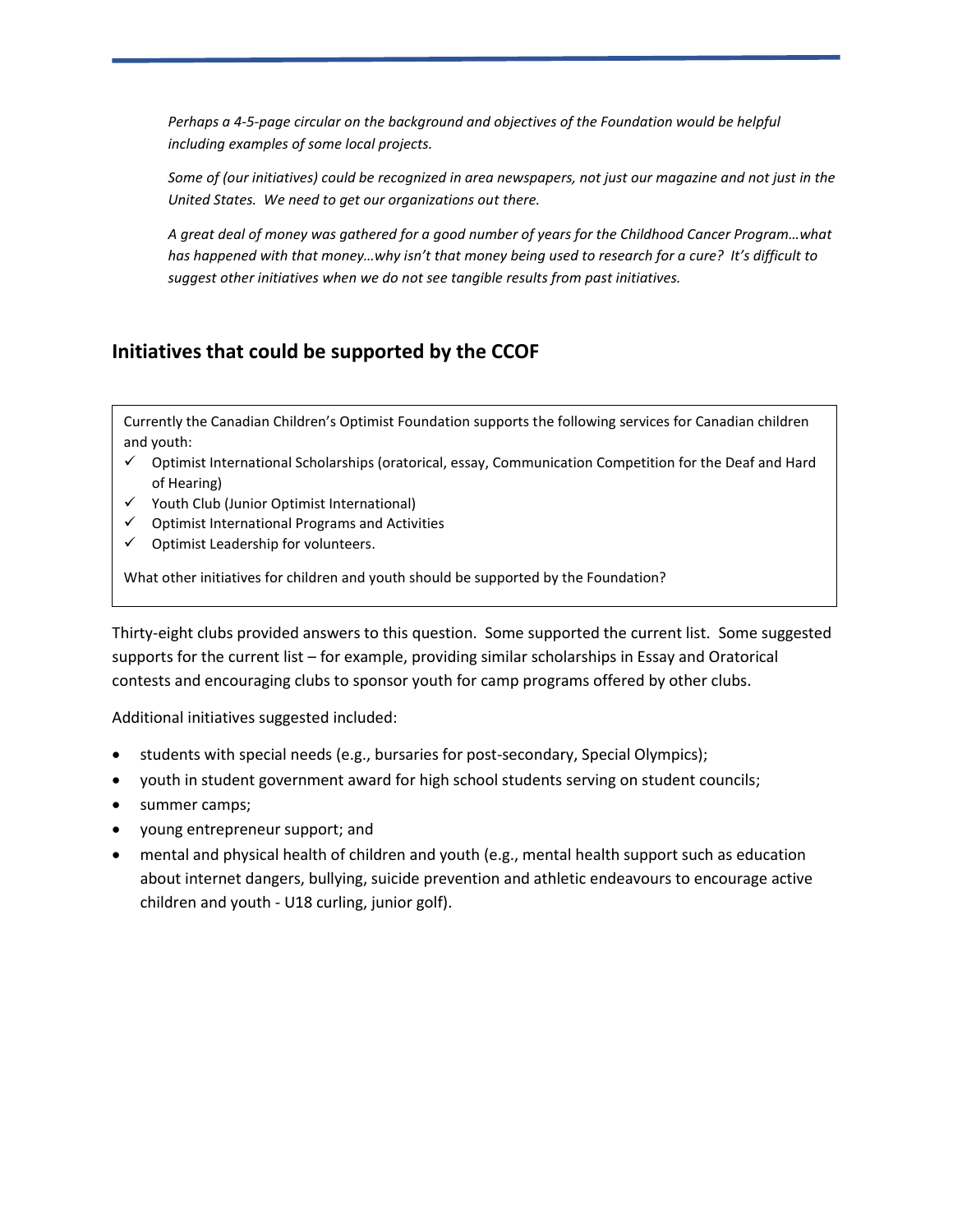*Perhaps a 4-5-page circular on the background and objectives of the Foundation would be helpful including examples of some local projects.*

*Some of (our initiatives) could be recognized in area newspapers, not just our magazine and not just in the United States. We need to get our organizations out there.*

*A great deal of money was gathered for a good number of years for the Childhood Cancer Program…what has happened with that money…why isn't that money being used to research for a cure? It's difficult to suggest other initiatives when we do not see tangible results from past initiatives.*

## Initiatives that could be supported by the CCOF

Currently the Canadian Children's Optimist Foundation supports the following services for Canadian children and youth:

- ✓ Optimist International Scholarships (oratorical, essay, Communication Competition for the Deaf and Hard of Hearing)
- ✓ Youth Club (Junior Optimist International)
- ✓ Optimist International Programs and Activities
- ✓ Optimist Leadership for volunteers.

What other initiatives for children and youth should be supported by the Foundation?

Thirty-eight clubs provided answers to this question. Some supported the current list. Some suggested supports for the current list – for example, providing similar scholarships in Essay and Oratorical contests and encouraging clubs to sponsor youth for camp programs offered by other clubs.

Additional initiatives suggested included:

- students with special needs (e.g., bursaries for post-secondary, Special Olympics);
- youth in student government award for high school students serving on student councils;
- summer camps;
- young entrepreneur support; and
- mental and physical health of children and youth (e.g., mental health support such as education about internet dangers, bullying, suicide prevention and athletic endeavours to encourage active children and youth - U18 curling, junior golf).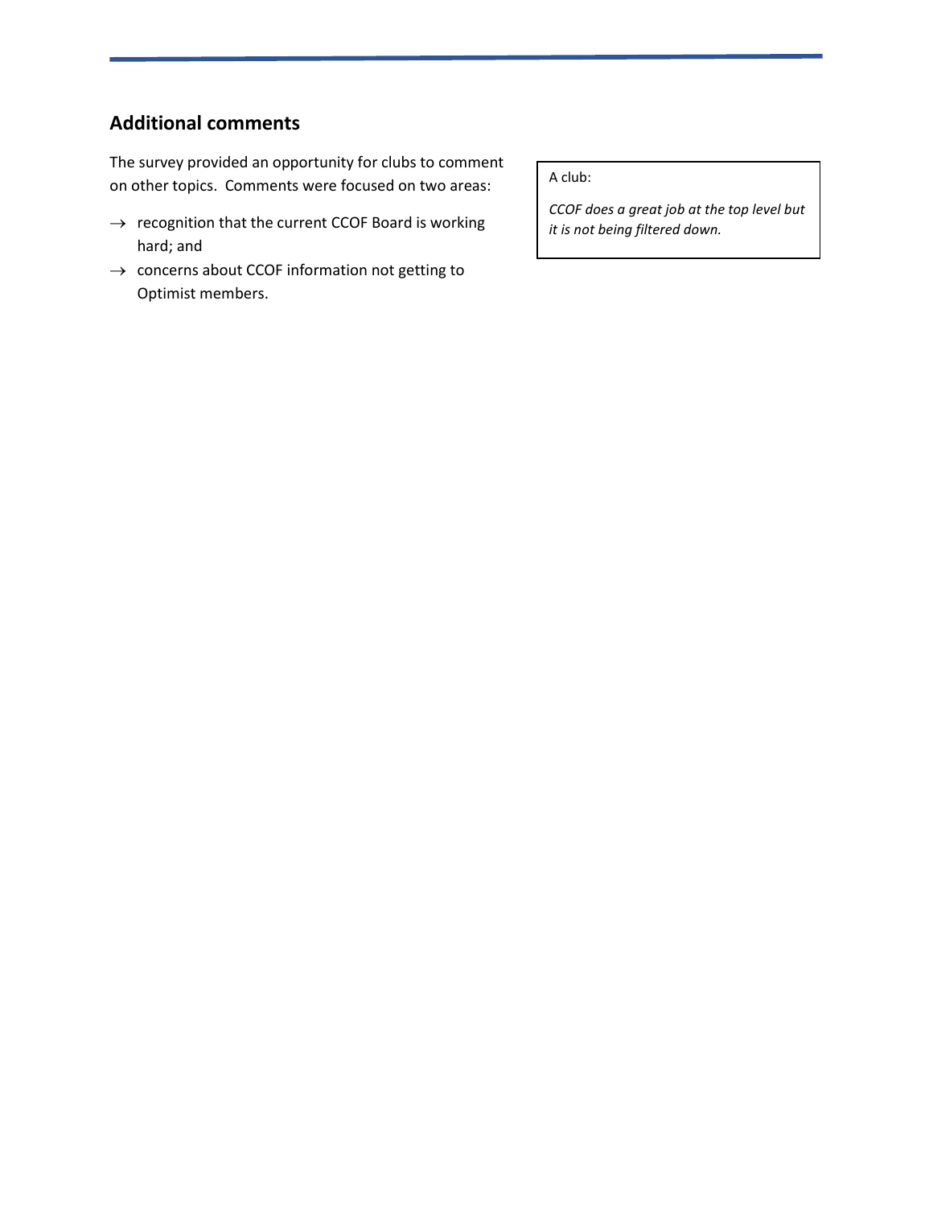## Additional comments

The survey provided an opportunity for clubs to comment on other topics. Comments were focused on two areas:

→ recognition that the current CCOF Board is working hard; and

→ concerns about CCOF information not getting to Optimist members.

> A club:
>
> *CCOF does a great job at the top level but it is not being filtered down.*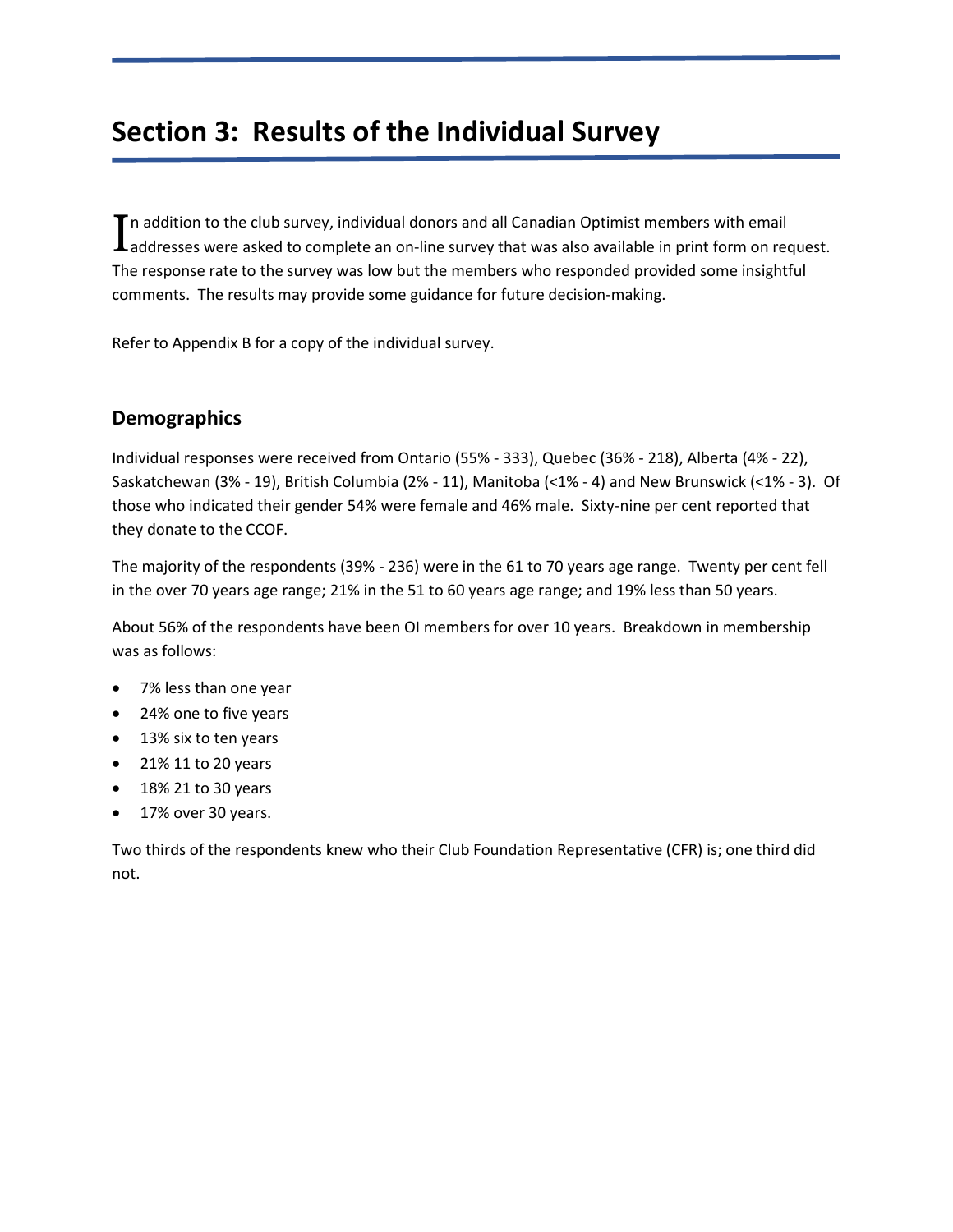# Section 3: Results of the Individual Survey

In addition to the club survey, individual donors and all Canadian Optimist members with email addresses were asked to complete an on-line survey that was also available in print form on request. The response rate to the survey was low but the members who responded provided some insightful comments. The results may provide some guidance for future decision-making.

Refer to Appendix B for a copy of the individual survey.

## Demographics

Individual responses were received from Ontario (55% - 333), Quebec (36% - 218), Alberta (4% - 22), Saskatchewan (3% - 19), British Columbia (2% - 11), Manitoba (<1% - 4) and New Brunswick (<1% - 3). Of those who indicated their gender 54% were female and 46% male. Sixty-nine per cent reported that they donate to the CCOF.

The majority of the respondents (39% - 236) were in the 61 to 70 years age range. Twenty per cent fell in the over 70 years age range; 21% in the 51 to 60 years age range; and 19% less than 50 years.

About 56% of the respondents have been OI members for over 10 years. Breakdown in membership was as follows:

- 7% less than one year
- 24% one to five years
- 13% six to ten years
- 21% 11 to 20 years
- 18% 21 to 30 years
- 17% over 30 years.

Two thirds of the respondents knew who their Club Foundation Representative (CFR) is; one third did not.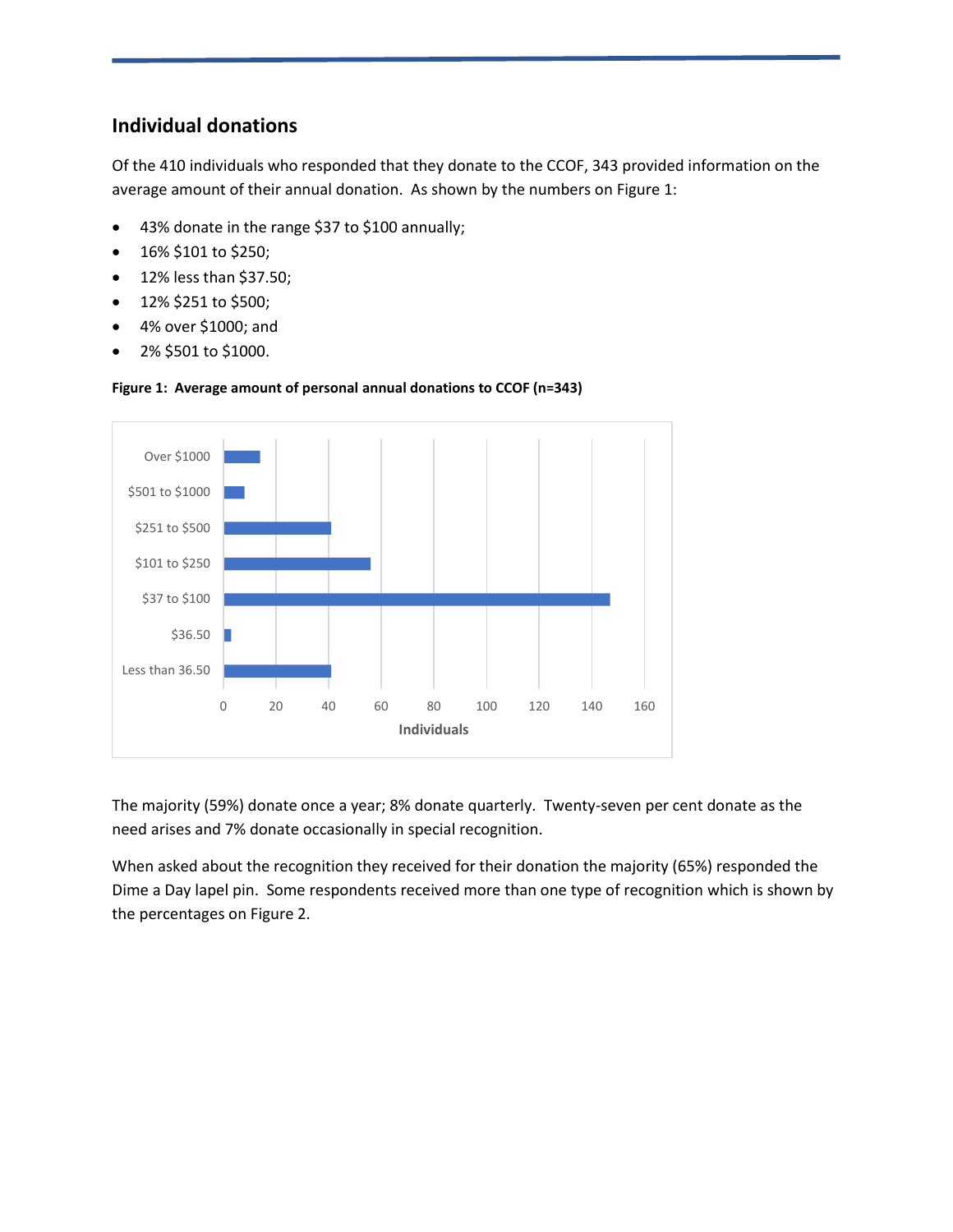## Individual donations

Of the 410 individuals who responded that they donate to the CCOF, 343 provided information on the average amount of their annual donation. As shown by the numbers on Figure 1:

- 43% donate in the range $37 to $100 annually;
- 16% $101 to $250;
- 12% less than $37.50;
- 12% $251 to $500;
- 4% over $1000; and
- 2% $501 to $1000.

**Figure 1: Average amount of personal annual donations to CCOF (n=343)**

The majority (59%) donate once a year; 8% donate quarterly. Twenty-seven per cent donate as the need arises and 7% donate occasionally in special recognition.

When asked about the recognition they received for their donation the majority (65%) responded the Dime a Day lapel pin. Some respondents received more than one type of recognition which is shown by the percentages on Figure 2.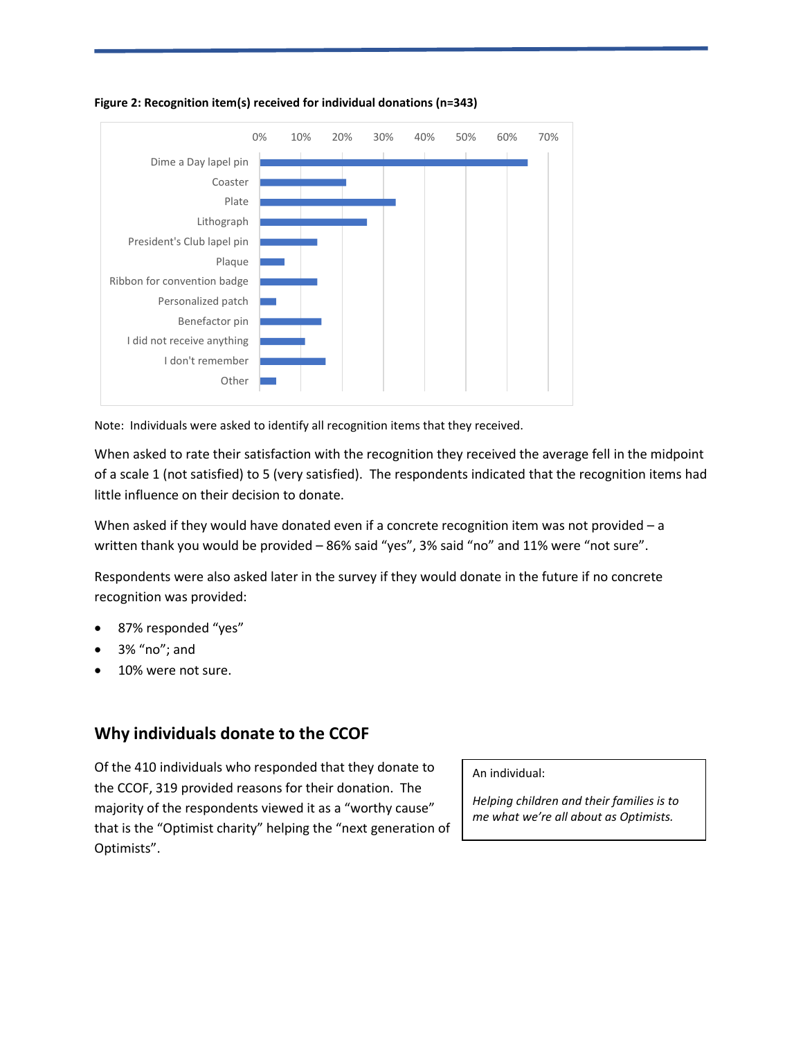**Figure 2: Recognition item(s) received for individual donations (n=343)**

| Recognition item | Approx. % |
| --- | --- |
| Dime a Day lapel pin | ~65% |
| Coaster | ~21% |
| Plate | ~33% |
| Lithograph | ~26% |
| President's Club lapel pin | ~14% |
| Plaque | ~6% |
| Ribbon for convention badge | ~14% |
| Personalized patch | ~4% |
| Benefactor pin | ~15% |
| I did not receive anything | ~11% |
| I don't remember | ~16% |
| Other | ~4% |

Note: Individuals were asked to identify all recognition items that they received.

When asked to rate their satisfaction with the recognition they received the average fell in the midpoint of a scale 1 (not satisfied) to 5 (very satisfied). The respondents indicated that the recognition items had little influence on their decision to donate.

When asked if they would have donated even if a concrete recognition item was not provided – a written thank you would be provided – 86% said "yes", 3% said "no" and 11% were "not sure".

Respondents were also asked later in the survey if they would donate in the future if no concrete recognition was provided:

- 87% responded "yes"
- 3% "no"; and
- 10% were not sure.

## Why individuals donate to the CCOF

Of the 410 individuals who responded that they donate to the CCOF, 319 provided reasons for their donation. The majority of the respondents viewed it as a "worthy cause" that is the "Optimist charity" helping the "next generation of Optimists".

> An individual:
>
> *Helping children and their families is to me what we're all about as Optimists.*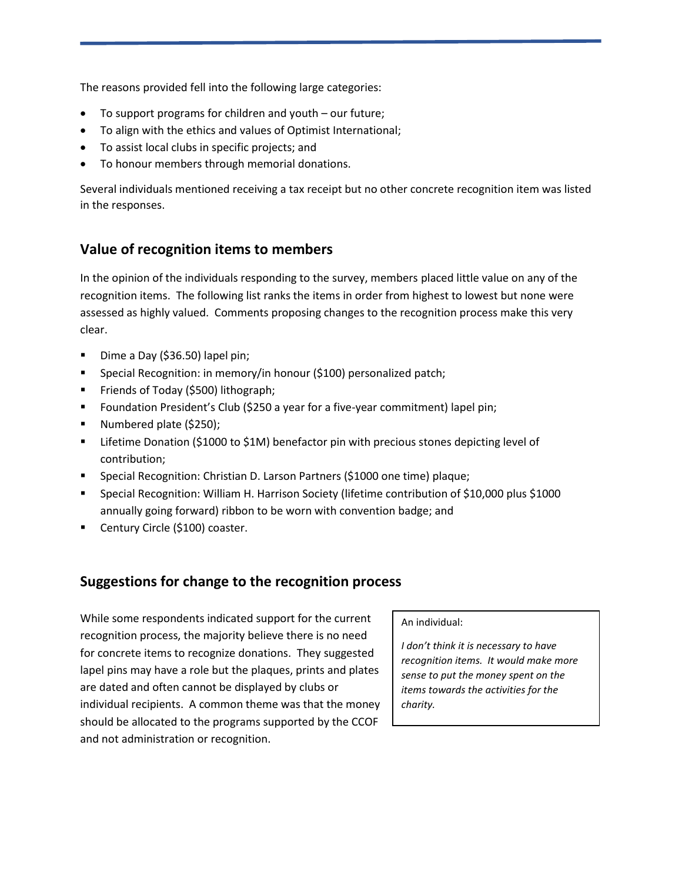The reasons provided fell into the following large categories:

- To support programs for children and youth – our future;
- To align with the ethics and values of Optimist International;
- To assist local clubs in specific projects; and
- To honour members through memorial donations.

Several individuals mentioned receiving a tax receipt but no other concrete recognition item was listed in the responses.

## Value of recognition items to members

In the opinion of the individuals responding to the survey, members placed little value on any of the recognition items. The following list ranks the items in order from highest to lowest but none were assessed as highly valued. Comments proposing changes to the recognition process make this very clear.

- Dime a Day ($36.50) lapel pin;
- Special Recognition: in memory/in honour ($100) personalized patch;
- Friends of Today ($500) lithograph;
- Foundation President's Club ($250 a year for a five-year commitment) lapel pin;
- Numbered plate ($250);
- Lifetime Donation ($1000 to $1M) benefactor pin with precious stones depicting level of contribution;
- Special Recognition: Christian D. Larson Partners ($1000 one time) plaque;
- Special Recognition: William H. Harrison Society (lifetime contribution of $10,000 plus $1000 annually going forward) ribbon to be worn with convention badge; and
- Century Circle ($100) coaster.

## Suggestions for change to the recognition process

While some respondents indicated support for the current recognition process, the majority believe there is no need for concrete items to recognize donations. They suggested lapel pins may have a role but the plaques, prints and plates are dated and often cannot be displayed by clubs or individual recipients. A common theme was that the money should be allocated to the programs supported by the CCOF and not administration or recognition.

> An individual:
>
> *I don't think it is necessary to have recognition items. It would make more sense to put the money spent on the items towards the activities for the charity.*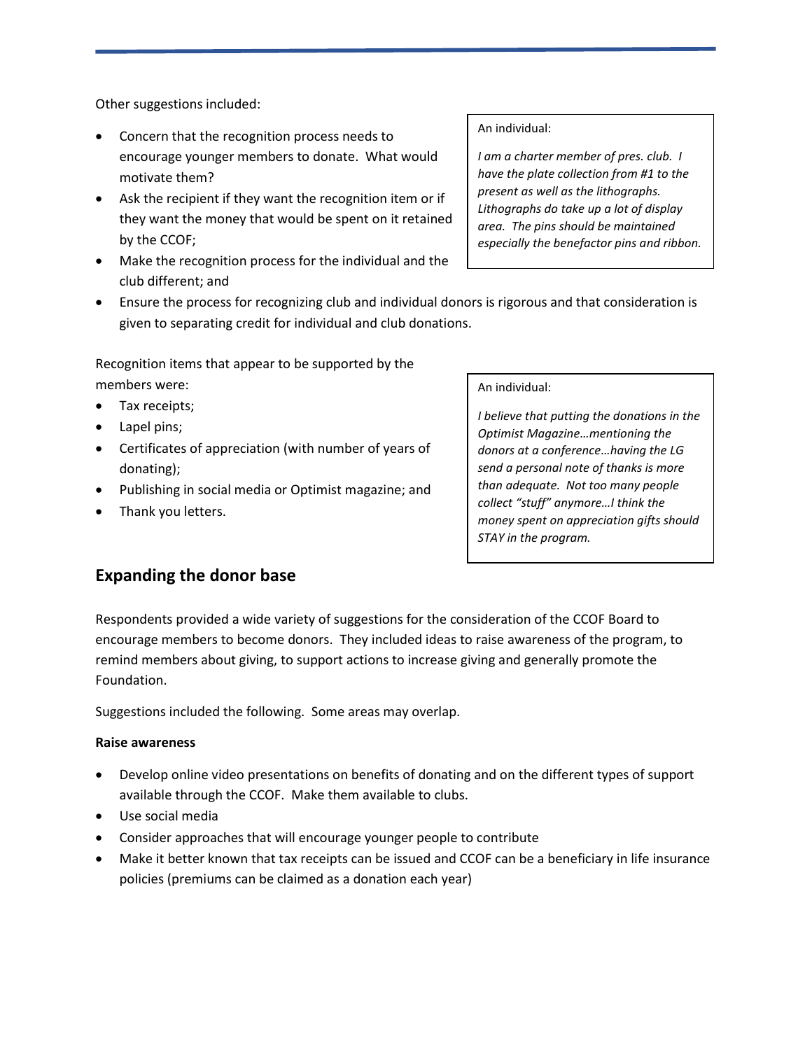Other suggestions included:

- Concern that the recognition process needs to encourage younger members to donate. What would motivate them?
- Ask the recipient if they want the recognition item or if they want the money that would be spent on it retained by the CCOF;
- Make the recognition process for the individual and the club different; and
- Ensure the process for recognizing club and individual donors is rigorous and that consideration is given to separating credit for individual and club donations.

> An individual:
>
> *I am a charter member of pres. club. I have the plate collection from #1 to the present as well as the lithographs. Lithographs do take up a lot of display area. The pins should be maintained especially the benefactor pins and ribbon.*

Recognition items that appear to be supported by the members were:

- Tax receipts;
- Lapel pins;
- Certificates of appreciation (with number of years of donating);
- Publishing in social media or Optimist magazine; and
- Thank you letters.

> An individual:
>
> *I believe that putting the donations in the Optimist Magazine…mentioning the donors at a conference…having the LG send a personal note of thanks is more than adequate. Not too many people collect "stuff" anymore…I think the money spent on appreciation gifts should STAY in the program.*

## Expanding the donor base

Respondents provided a wide variety of suggestions for the consideration of the CCOF Board to encourage members to become donors. They included ideas to raise awareness of the program, to remind members about giving, to support actions to increase giving and generally promote the Foundation.

Suggestions included the following. Some areas may overlap.

**Raise awareness**

- Develop online video presentations on benefits of donating and on the different types of support available through the CCOF. Make them available to clubs.
- Use social media
- Consider approaches that will encourage younger people to contribute
- Make it better known that tax receipts can be issued and CCOF can be a beneficiary in life insurance policies (premiums can be claimed as a donation each year)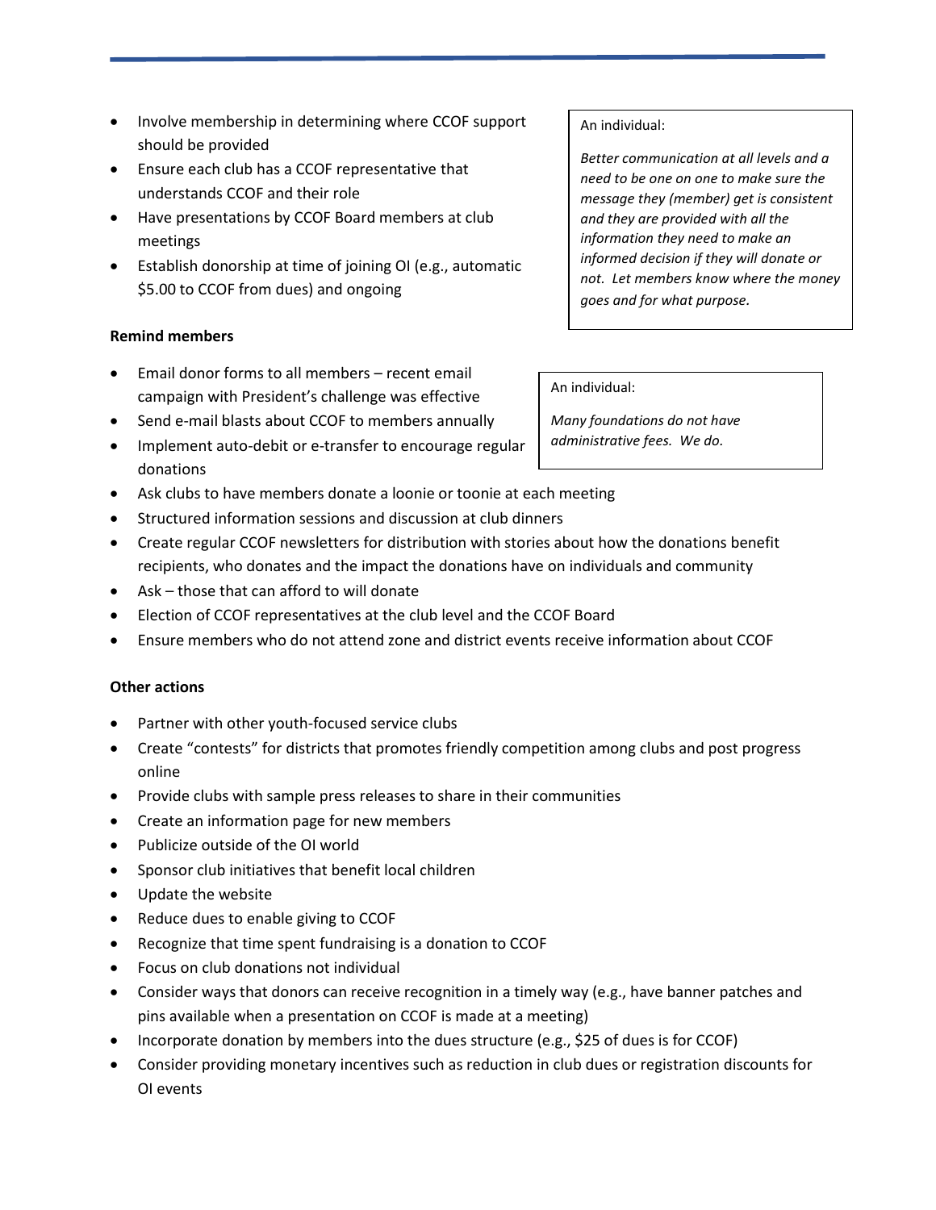- Involve membership in determining where CCOF support should be provided
- Ensure each club has a CCOF representative that understands CCOF and their role
- Have presentations by CCOF Board members at club meetings
- Establish donorship at time of joining OI (e.g., automatic $5.00 to CCOF from dues) and ongoing

> An individual:
>
> *Better communication at all levels and a need to be one on one to make sure the message they (member) get is consistent and they are provided with all the information they need to make an informed decision if they will donate or not. Let members know where the money goes and for what purpose.*

**Remind members**

- Email donor forms to all members – recent email campaign with President's challenge was effective
- Send e-mail blasts about CCOF to members annually
- Implement auto-debit or e-transfer to encourage regular donations
- Ask clubs to have members donate a loonie or toonie at each meeting
- Structured information sessions and discussion at club dinners
- Create regular CCOF newsletters for distribution with stories about how the donations benefit recipients, who donates and the impact the donations have on individuals and community
- Ask – those that can afford to will donate
- Election of CCOF representatives at the club level and the CCOF Board
- Ensure members who do not attend zone and district events receive information about CCOF

> An individual:
>
> *Many foundations do not have administrative fees. We do.*

**Other actions**

- Partner with other youth-focused service clubs
- Create "contests" for districts that promotes friendly competition among clubs and post progress online
- Provide clubs with sample press releases to share in their communities
- Create an information page for new members
- Publicize outside of the OI world
- Sponsor club initiatives that benefit local children
- Update the website
- Reduce dues to enable giving to CCOF
- Recognize that time spent fundraising is a donation to CCOF
- Focus on club donations not individual
- Consider ways that donors can receive recognition in a timely way (e.g., have banner patches and pins available when a presentation on CCOF is made at a meeting)
- Incorporate donation by members into the dues structure (e.g., $25 of dues is for CCOF)
- Consider providing monetary incentives such as reduction in club dues or registration discounts for OI events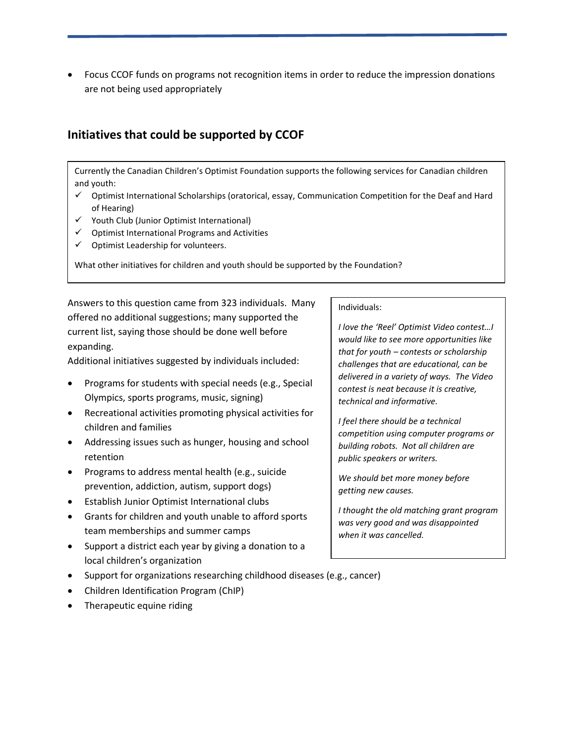- Focus CCOF funds on programs not recognition items in order to reduce the impression donations are not being used appropriately

## Initiatives that could be supported by CCOF

> Currently the Canadian Children's Optimist Foundation supports the following services for Canadian children and youth:
>
> - ✓ Optimist International Scholarships (oratorical, essay, Communication Competition for the Deaf and Hard of Hearing)
> - ✓ Youth Club (Junior Optimist International)
> - ✓ Optimist International Programs and Activities
> - ✓ Optimist Leadership for volunteers.
>
> What other initiatives for children and youth should be supported by the Foundation?

Answers to this question came from 323 individuals. Many offered no additional suggestions; many supported the current list, saying those should be done well before expanding.

Additional initiatives suggested by individuals included:

- Programs for students with special needs (e.g., Special Olympics, sports programs, music, signing)
- Recreational activities promoting physical activities for children and families
- Addressing issues such as hunger, housing and school retention
- Programs to address mental health (e.g., suicide prevention, addiction, autism, support dogs)
- Establish Junior Optimist International clubs
- Grants for children and youth unable to afford sports team memberships and summer camps
- Support a district each year by giving a donation to a local children's organization
- Support for organizations researching childhood diseases (e.g., cancer)
- Children Identification Program (ChIP)
- Therapeutic equine riding

> Individuals:
>
> *I love the 'Reel' Optimist Video contest…I would like to see more opportunities like that for youth – contests or scholarship challenges that are educational, can be delivered in a variety of ways. The Video contest is neat because it is creative, technical and informative.*
>
> *I feel there should be a technical competition using computer programs or building robots. Not all children are public speakers or writers.*
>
> *We should bet more money before getting new causes.*
>
> *I thought the old matching grant program was very good and was disappointed when it was cancelled.*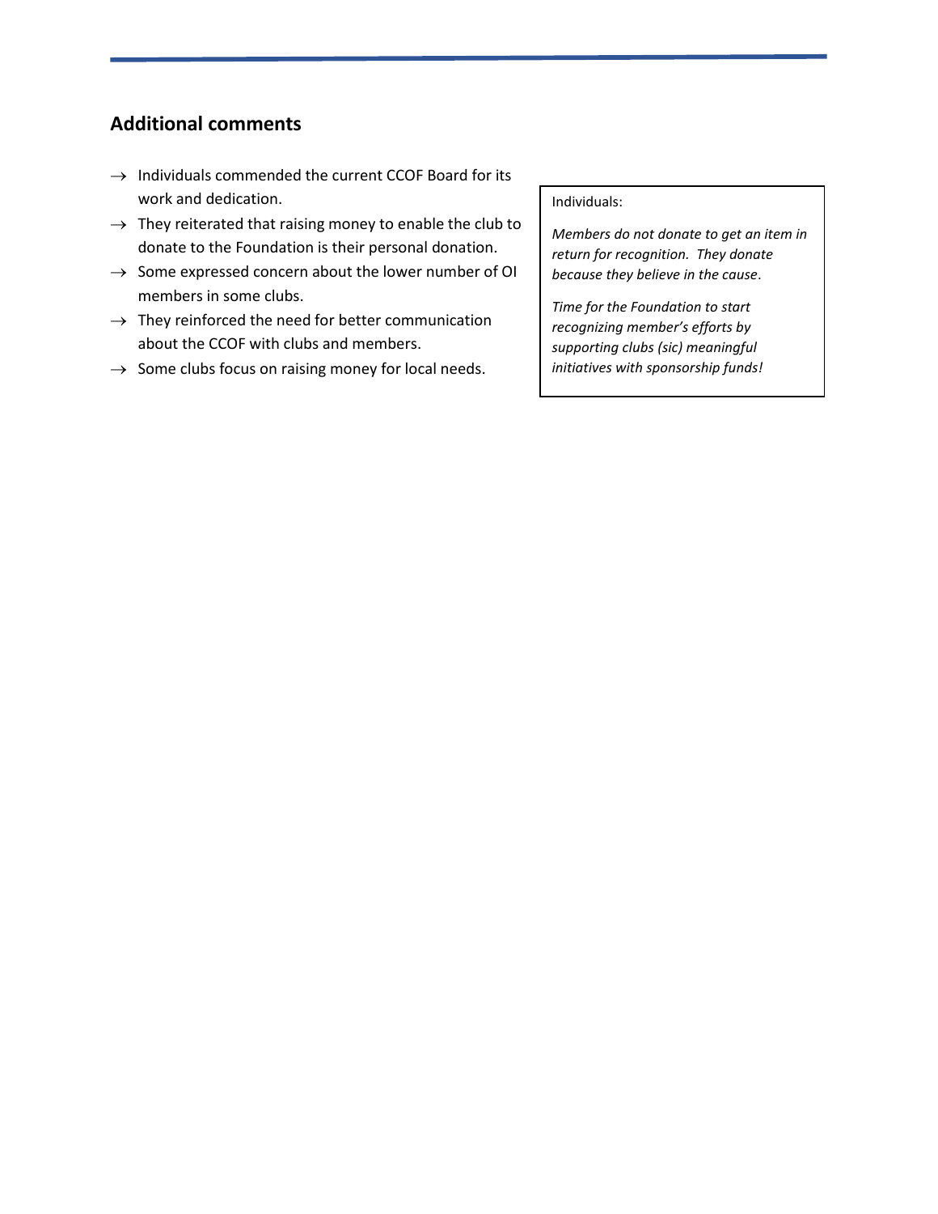## Additional comments

- → Individuals commended the current CCOF Board for its work and dedication.
- → They reiterated that raising money to enable the club to donate to the Foundation is their personal donation.
- → Some expressed concern about the lower number of OI members in some clubs.
- → They reinforced the need for better communication about the CCOF with clubs and members.
- → Some clubs focus on raising money for local needs.

> Individuals:
>
> *Members do not donate to get an item in return for recognition. They donate because they believe in the cause.*
>
> *Time for the Foundation to start recognizing member's efforts by supporting clubs (sic) meaningful initiatives with sponsorship funds!*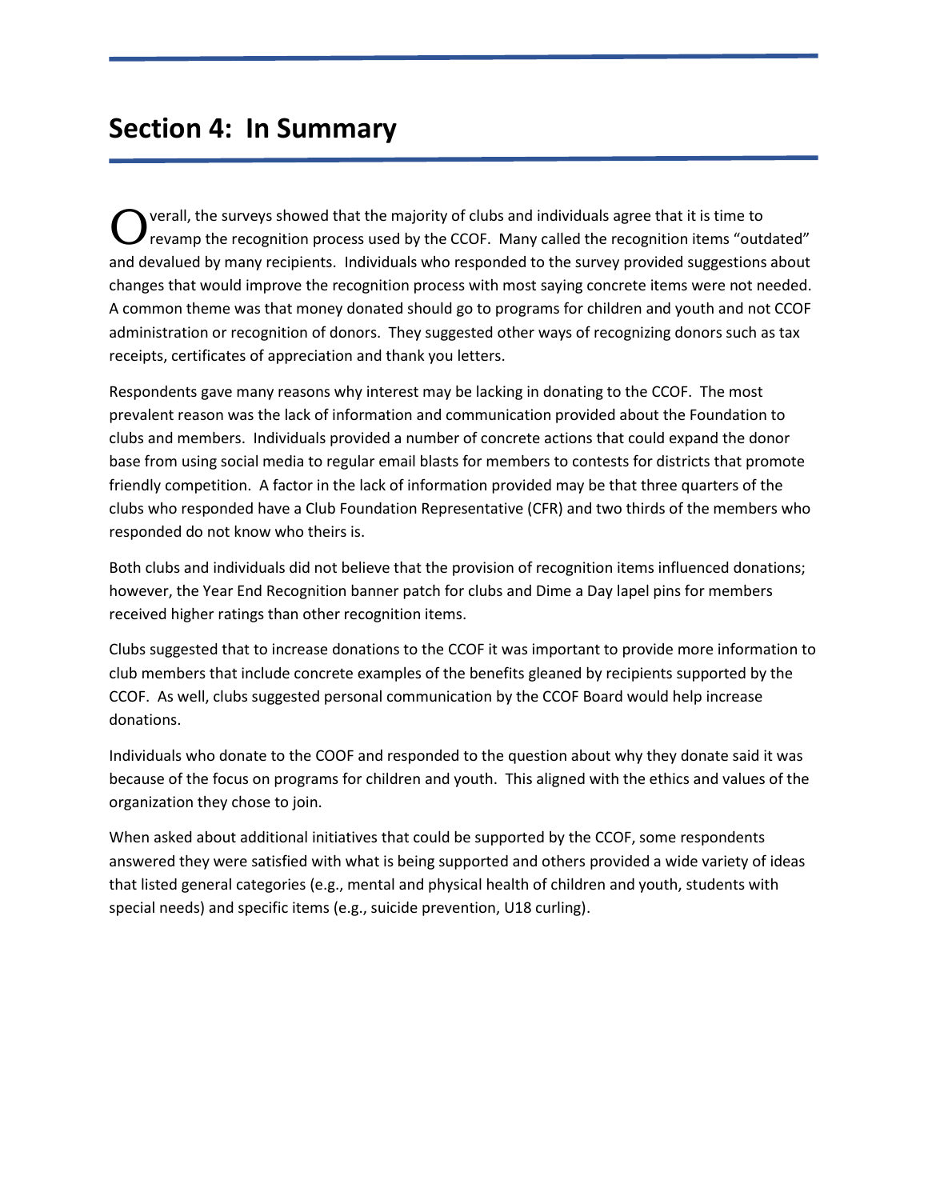## Section 4: In Summary

Overall, the surveys showed that the majority of clubs and individuals agree that it is time to revamp the recognition process used by the CCOF. Many called the recognition items "outdated" and devalued by many recipients. Individuals who responded to the survey provided suggestions about changes that would improve the recognition process with most saying concrete items were not needed. A common theme was that money donated should go to programs for children and youth and not CCOF administration or recognition of donors. They suggested other ways of recognizing donors such as tax receipts, certificates of appreciation and thank you letters.

Respondents gave many reasons why interest may be lacking in donating to the CCOF. The most prevalent reason was the lack of information and communication provided about the Foundation to clubs and members. Individuals provided a number of concrete actions that could expand the donor base from using social media to regular email blasts for members to contests for districts that promote friendly competition. A factor in the lack of information provided may be that three quarters of the clubs who responded have a Club Foundation Representative (CFR) and two thirds of the members who responded do not know who theirs is.

Both clubs and individuals did not believe that the provision of recognition items influenced donations; however, the Year End Recognition banner patch for clubs and Dime a Day lapel pins for members received higher ratings than other recognition items.

Clubs suggested that to increase donations to the CCOF it was important to provide more information to club members that include concrete examples of the benefits gleaned by recipients supported by the CCOF. As well, clubs suggested personal communication by the CCOF Board would help increase donations.

Individuals who donate to the COOF and responded to the question about why they donate said it was because of the focus on programs for children and youth. This aligned with the ethics and values of the organization they chose to join.

When asked about additional initiatives that could be supported by the CCOF, some respondents answered they were satisfied with what is being supported and others provided a wide variety of ideas that listed general categories (e.g., mental and physical health of children and youth, students with special needs) and specific items (e.g., suicide prevention, U18 curling).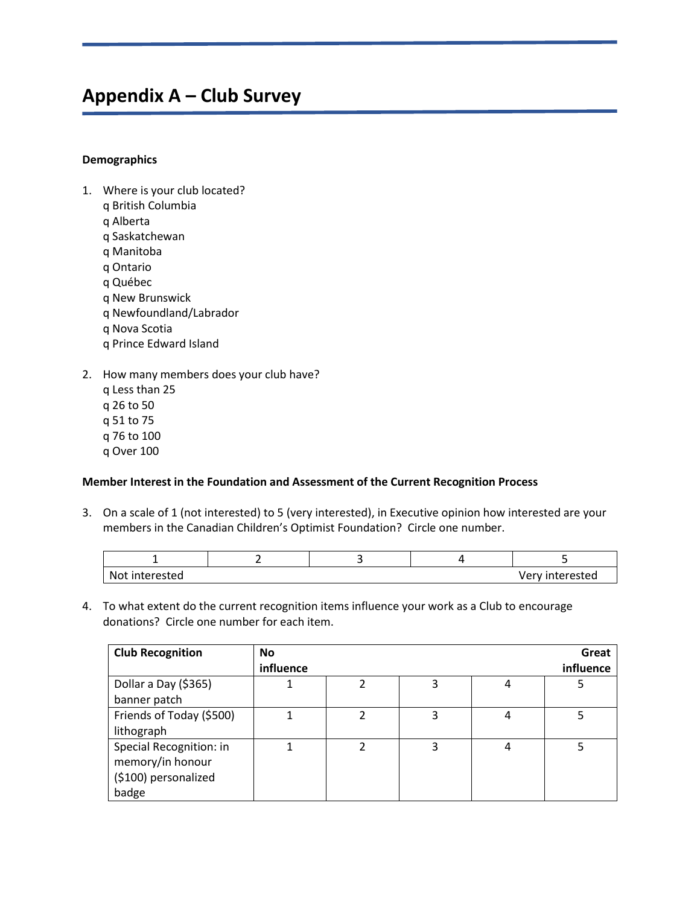# Appendix A – Club Survey

**Demographics**

1. Where is your club located?
   q British Columbia
   q Alberta
   q Saskatchewan
   q Manitoba
   q Ontario
   q Québec
   q New Brunswick
   q Newfoundland/Labrador
   q Nova Scotia
   q Prince Edward Island

2. How many members does your club have?
   q Less than 25
   q 26 to 50
   q 51 to 75
   q 76 to 100
   q Over 100

**Member Interest in the Foundation and Assessment of the Current Recognition Process**

3. On a scale of 1 (not interested) to 5 (very interested), in Executive opinion how interested are your members in the Canadian Children's Optimist Foundation? Circle one number.

| 1 | 2 | 3 | 4 | 5 |
|---|---|---|---|---|
| Not interested | | | | Very interested |

4. To what extent do the current recognition items influence your work as a Club to encourage donations? Circle one number for each item.

| Club Recognition | No influence | | | | Great influence |
|---|---|---|---|---|---|
| Dollar a Day ($365) banner patch | 1 | 2 | 3 | 4 | 5 |
| Friends of Today ($500) lithograph | 1 | 2 | 3 | 4 | 5 |
| Special Recognition: in memory/in honour ($100) personalized badge | 1 | 2 | 3 | 4 | 5 |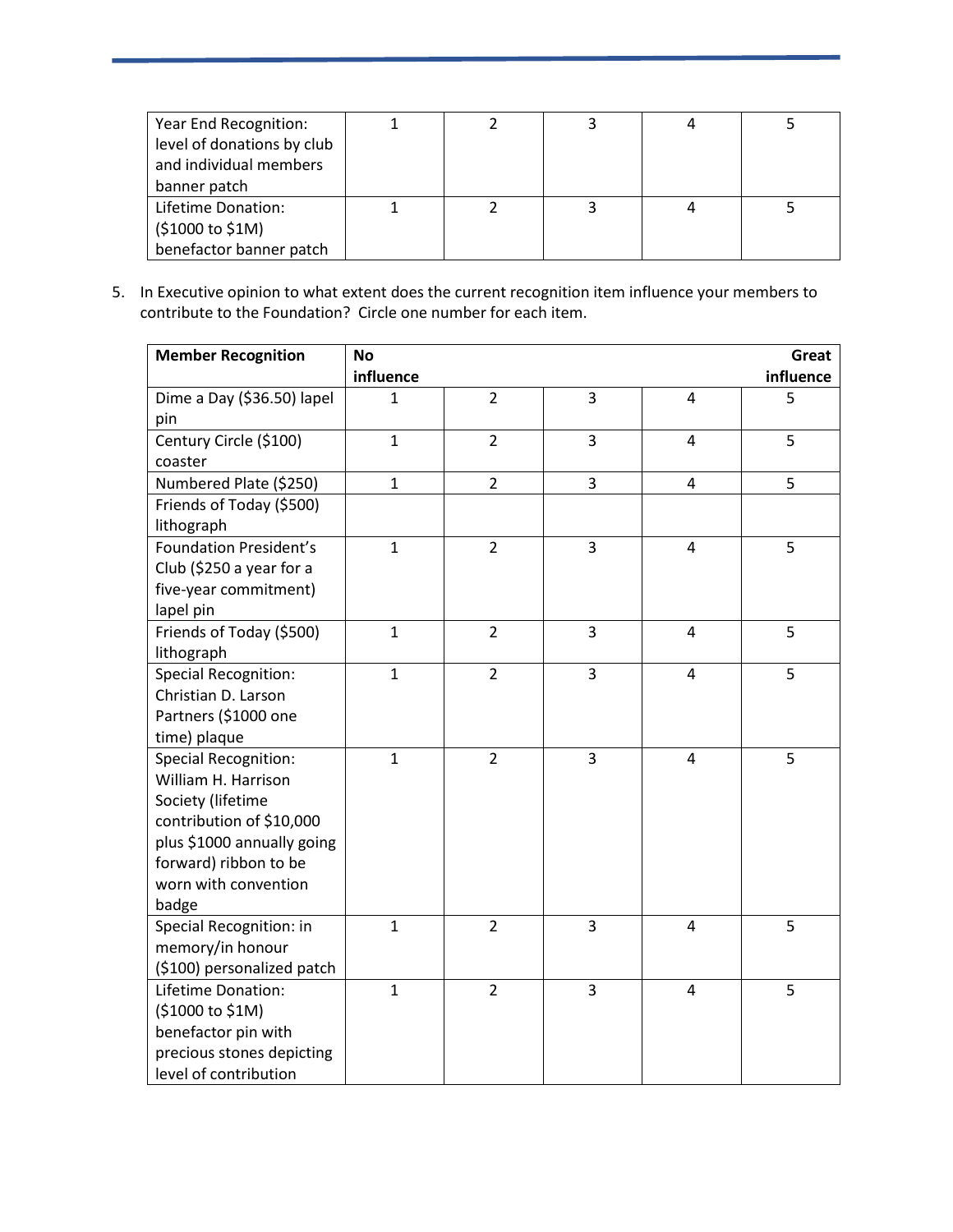| | | | | | |
|---|---|---|---|---|---|
| Year End Recognition: level of donations by club and individual members banner patch | 1 | 2 | 3 | 4 | 5 |
| Lifetime Donation: ($1000 to $1M) benefactor banner patch | 1 | 2 | 3 | 4 | 5 |

5. In Executive opinion to what extent does the current recognition item influence your members to contribute to the Foundation? Circle one number for each item.

| **Member Recognition** | **No influence** | | | | **Great influence** |
|---|---|---|---|---|---|
| Dime a Day ($36.50) lapel pin | 1 | 2 | 3 | 4 | 5 |
| Century Circle ($100) coaster | 1 | 2 | 3 | 4 | 5 |
| Numbered Plate ($250) | 1 | 2 | 3 | 4 | 5 |
| Friends of Today ($500) lithograph | | | | | |
| Foundation President's Club ($250 a year for a five-year commitment) lapel pin | 1 | 2 | 3 | 4 | 5 |
| Friends of Today ($500) lithograph | 1 | 2 | 3 | 4 | 5 |
| Special Recognition: Christian D. Larson Partners ($1000 one time) plaque | 1 | 2 | 3 | 4 | 5 |
| Special Recognition: William H. Harrison Society (lifetime contribution of $10,000 plus $1000 annually going forward) ribbon to be worn with convention badge | 1 | 2 | 3 | 4 | 5 |
| Special Recognition: in memory/in honour ($100) personalized patch | 1 | 2 | 3 | 4 | 5 |
| Lifetime Donation: ($1000 to $1M) benefactor pin with precious stones depicting level of contribution | 1 | 2 | 3 | 4 | 5 |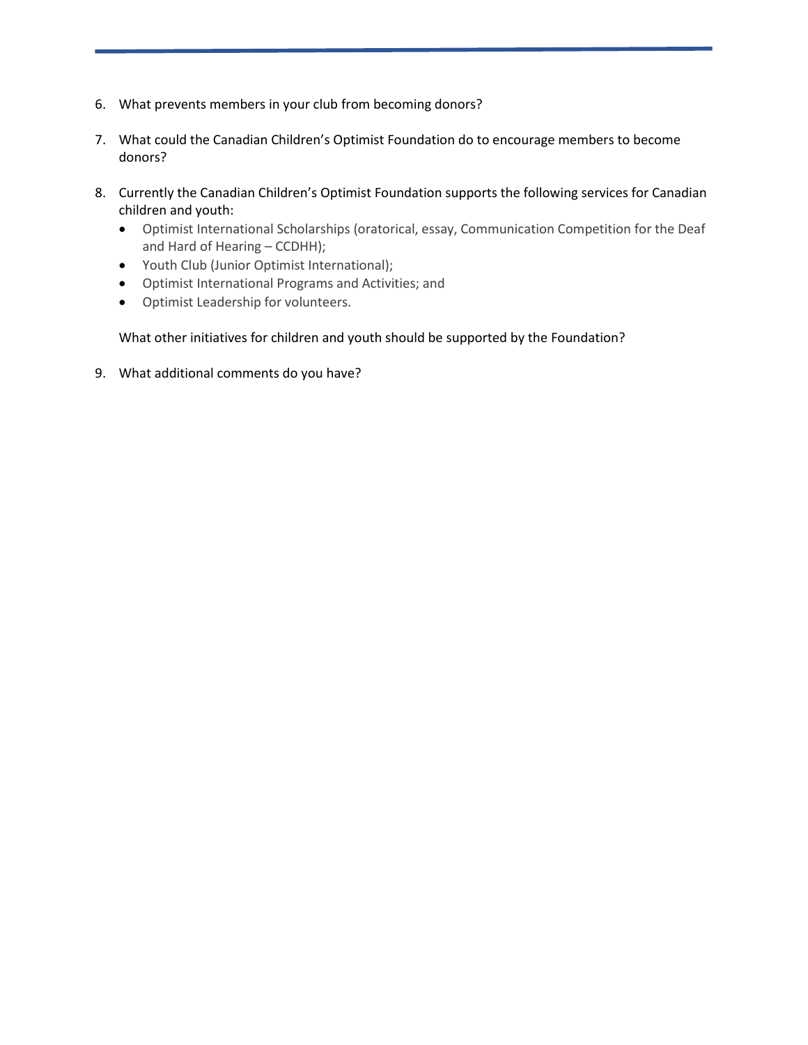6. What prevents members in your club from becoming donors?

7. What could the Canadian Children's Optimist Foundation do to encourage members to become donors?

8. Currently the Canadian Children's Optimist Foundation supports the following services for Canadian children and youth:
   - Optimist International Scholarships (oratorical, essay, Communication Competition for the Deaf and Hard of Hearing – CCDHH);
   - Youth Club (Junior Optimist International);
   - Optimist International Programs and Activities; and
   - Optimist Leadership for volunteers.

   What other initiatives for children and youth should be supported by the Foundation?

9. What additional comments do you have?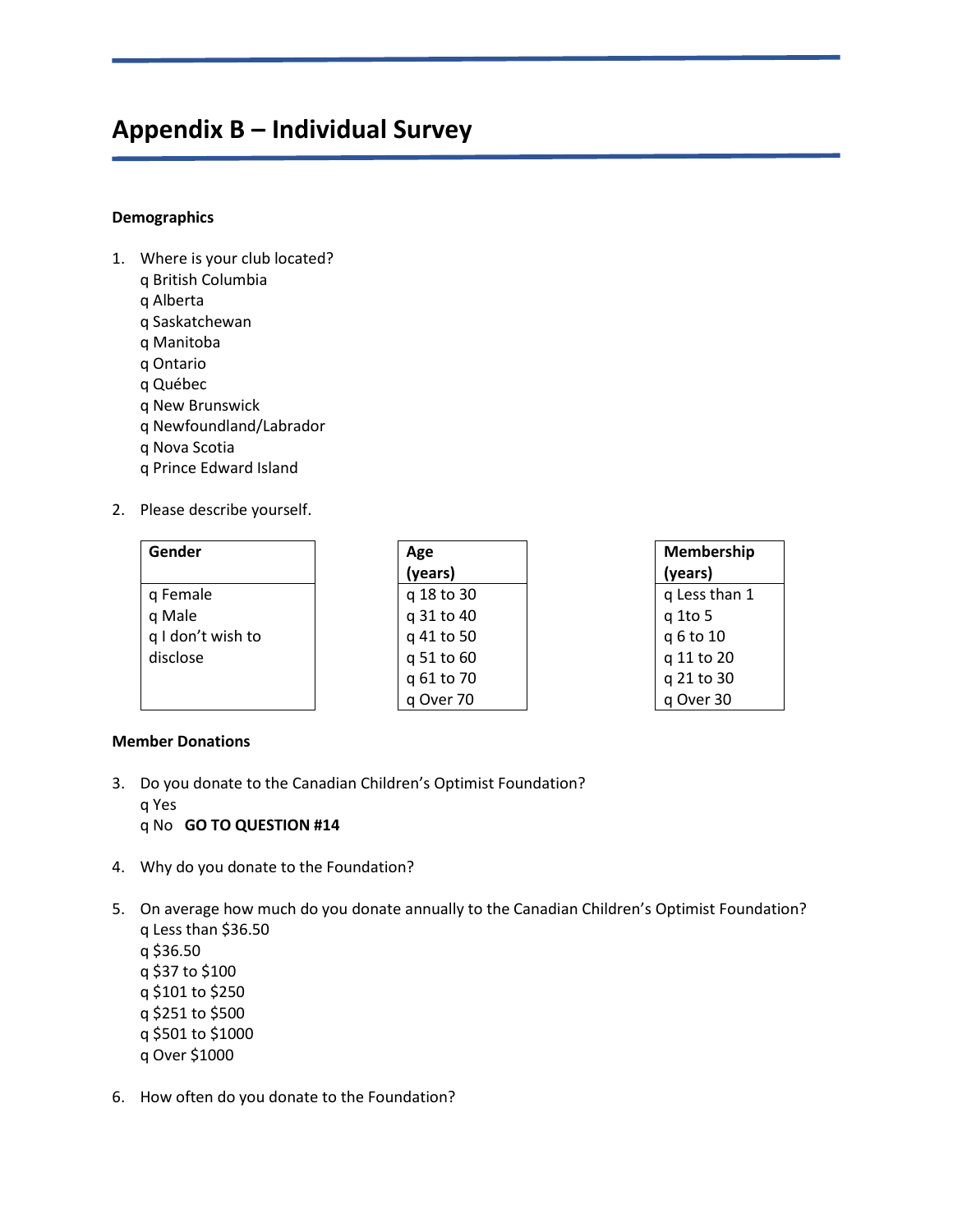# Appendix B – Individual Survey

**Demographics**

1. Where is your club located?
   q British Columbia
   q Alberta
   q Saskatchewan
   q Manitoba
   q Ontario
   q Québec
   q New Brunswick
   q Newfoundland/Labrador
   q Nova Scotia
   q Prince Edward Island

2. Please describe yourself.

| Gender |
|---|
| q Female<br>q Male<br>q I don't wish to disclose |

| Age (years) |
|---|
| q 18 to 30<br>q 31 to 40<br>q 41 to 50<br>q 51 to 60<br>q 61 to 70<br>q Over 70 |

| Membership (years) |
|---|
| q Less than 1<br>q 1to 5<br>q 6 to 10<br>q 11 to 20<br>q 21 to 30<br>q Over 30 |

**Member Donations**

3. Do you donate to the Canadian Children's Optimist Foundation?
   q Yes
   q No **GO TO QUESTION #14**

4. Why do you donate to the Foundation?

5. On average how much do you donate annually to the Canadian Children's Optimist Foundation?
   q Less than $36.50
   q $36.50
   q $37 to $100
   q $101 to $250
   q $251 to $500
   q $501 to $1000
   q Over $1000

6. How often do you donate to the Foundation?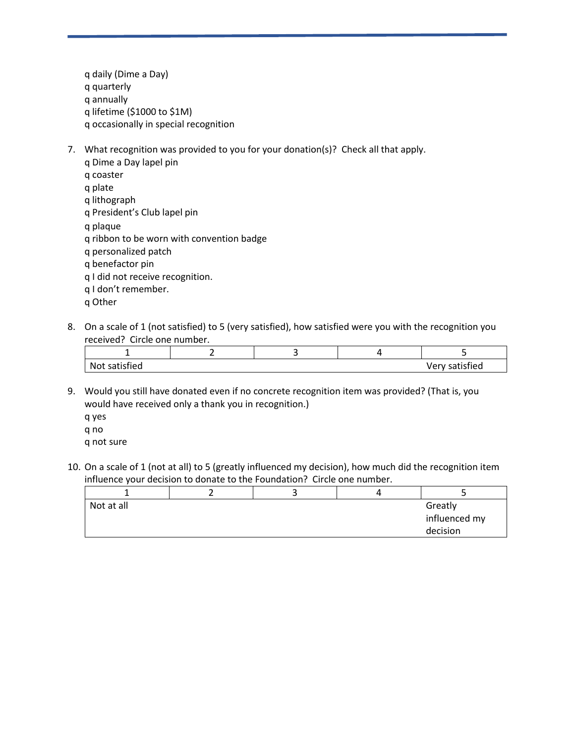q daily (Dime a Day)
q quarterly
q annually
q lifetime ($1000 to $1M)
q occasionally in special recognition

7. What recognition was provided to you for your donation(s)? Check all that apply.
   q Dime a Day lapel pin
   q coaster
   q plate
   q lithograph
   q President's Club lapel pin
   q plaque
   q ribbon to be worn with convention badge
   q personalized patch
   q benefactor pin
   q I did not receive recognition.
   q I don't remember.
   q Other

8. On a scale of 1 (not satisfied) to 5 (very satisfied), how satisfied were you with the recognition you received? Circle one number.

| 1 | 2 | 3 | 4 | 5 |
|---|---|---|---|---|
| Not satisfied | | | | Very satisfied |

9. Would you still have donated even if no concrete recognition item was provided? (That is, you would have received only a thank you in recognition.)
   q yes
   q no
   q not sure

10. On a scale of 1 (not at all) to 5 (greatly influenced my decision), how much did the recognition item influence your decision to donate to the Foundation? Circle one number.

| 1 | 2 | 3 | 4 | 5 |
|---|---|---|---|---|
| Not at all | | | | Greatly influenced my decision |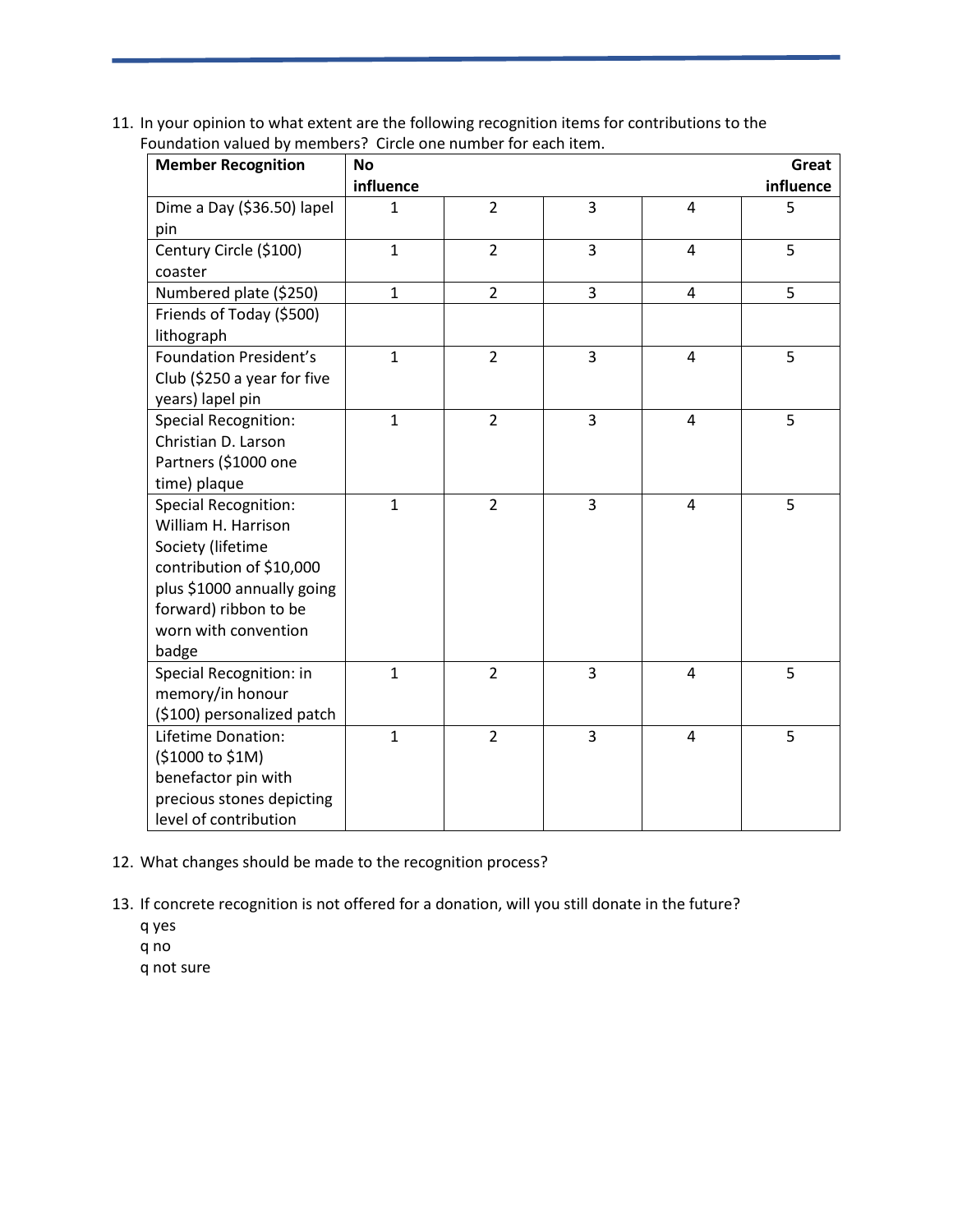11. In your opinion to what extent are the following recognition items for contributions to the Foundation valued by members? Circle one number for each item.

| Member Recognition | No influence | | | | Great influence |
|---|---|---|---|---|---|
| Dime a Day ($36.50) lapel pin | 1 | 2 | 3 | 4 | 5 |
| Century Circle ($100) coaster | 1 | 2 | 3 | 4 | 5 |
| Numbered plate ($250) | 1 | 2 | 3 | 4 | 5 |
| Friends of Today ($500) lithograph | | | | | |
| Foundation President's Club ($250 a year for five years) lapel pin | 1 | 2 | 3 | 4 | 5 |
| Special Recognition: Christian D. Larson Partners ($1000 one time) plaque | 1 | 2 | 3 | 4 | 5 |
| Special Recognition: William H. Harrison Society (lifetime contribution of $10,000 plus $1000 annually going forward) ribbon to be worn with convention badge | 1 | 2 | 3 | 4 | 5 |
| Special Recognition: in memory/in honour ($100) personalized patch | 1 | 2 | 3 | 4 | 5 |
| Lifetime Donation: ($1000 to $1M) benefactor pin with precious stones depicting level of contribution | 1 | 2 | 3 | 4 | 5 |

12. What changes should be made to the recognition process?

13. If concrete recognition is not offered for a donation, will you still donate in the future?
    - q yes
    - q no
    - q not sure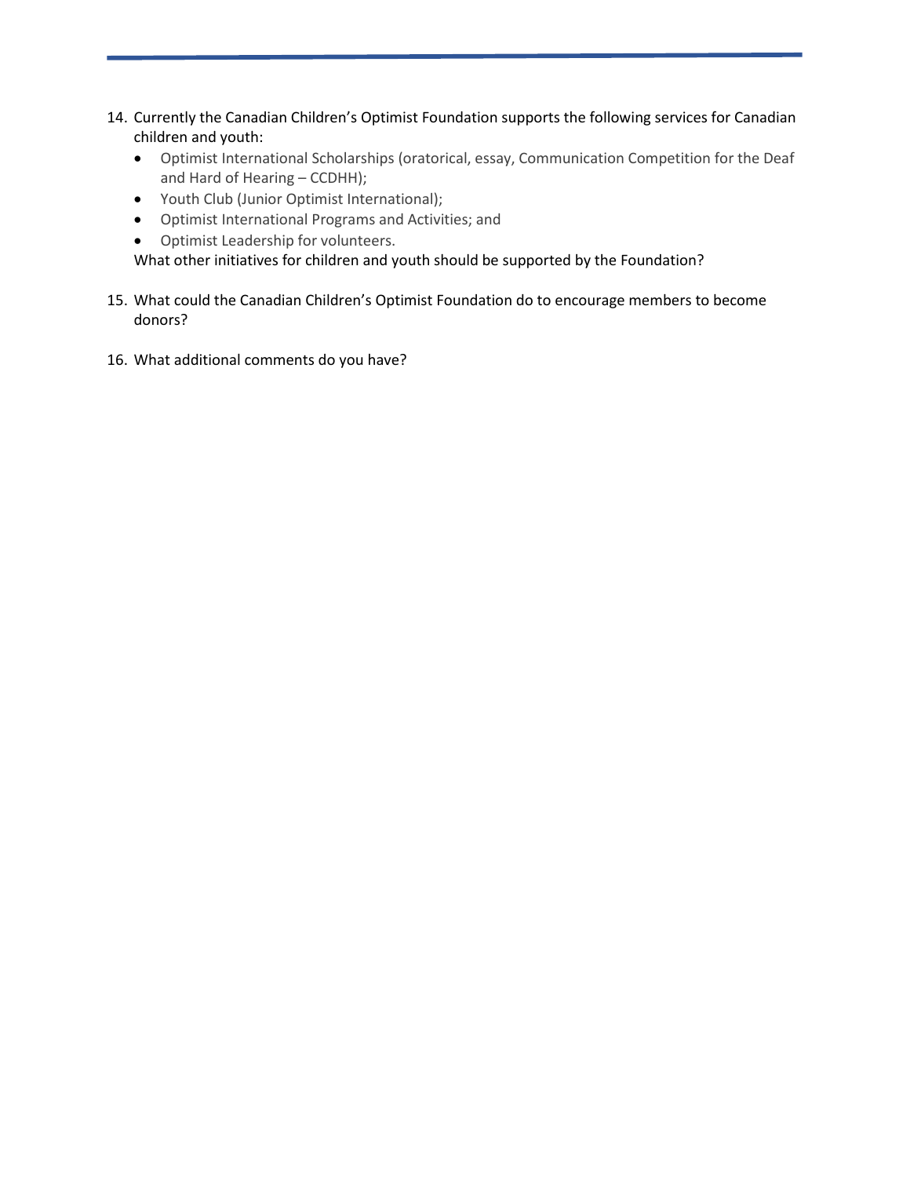14. Currently the Canadian Children's Optimist Foundation supports the following services for Canadian children and youth:
    - Optimist International Scholarships (oratorical, essay, Communication Competition for the Deaf and Hard of Hearing – CCDHH);
    - Youth Club (Junior Optimist International);
    - Optimist International Programs and Activities; and
    - Optimist Leadership for volunteers.

    What other initiatives for children and youth should be supported by the Foundation?

15. What could the Canadian Children's Optimist Foundation do to encourage members to become donors?

16. What additional comments do you have?